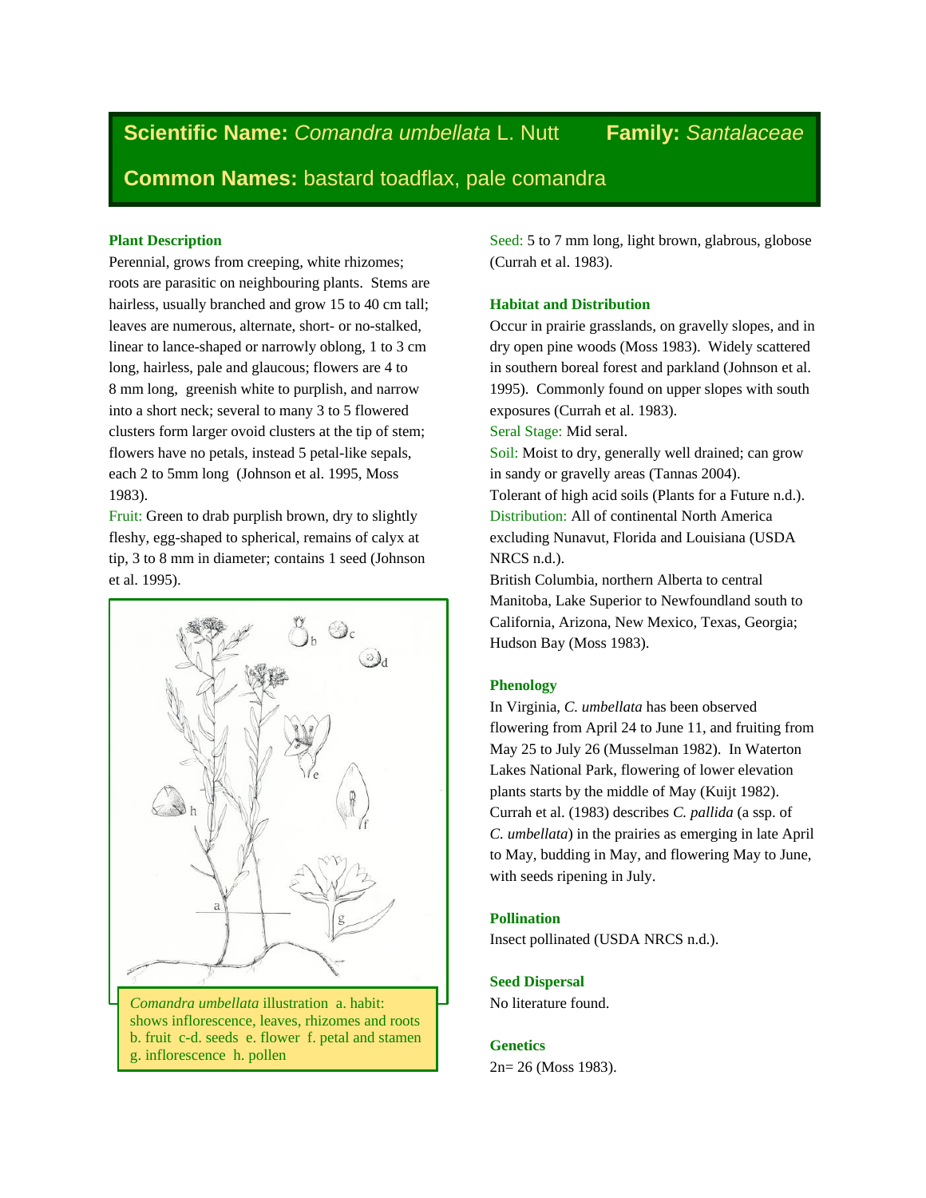# Scientific Name: *Comandra umbellata* L. Nutt    Family: *Santalaceae*

## Common Names: bastard toadflax, pale comandra

### Plant Description

Perennial, grows from creeping, white rhizomes; roots are parasitic on neighbouring plants. Stems are hairless, usually branched and grow 15 to 40 cm tall; leaves are numerous, alternate, short- or no-stalked, linear to lance-shaped or narrowly oblong, 1 to 3 cm long, hairless, pale and glaucous; flowers are 4 to 8 mm long, greenish white to purplish, and narrow into a short neck; several to many 3 to 5 flowered clusters form larger ovoid clusters at the tip of stem; flowers have no petals, instead 5 petal-like sepals, each 2 to 5mm long (Johnson et al. 1995, Moss 1983).

Fruit: Green to drab purplish brown, dry to slightly fleshy, egg-shaped to spherical, remains of calyx at tip, 3 to 8 mm in diameter; contains 1 seed (Johnson et al. 1995).

*Comandra umbellata* illustration a. habit: shows inflorescence, leaves, rhizomes and roots b. fruit c-d. seeds e. flower f. petal and stamen g. inflorescence h. pollen

Seed: 5 to 7 mm long, light brown, glabrous, globose (Currah et al. 1983).

### Habitat and Distribution

Occur in prairie grasslands, on gravelly slopes, and in dry open pine woods (Moss 1983). Widely scattered in southern boreal forest and parkland (Johnson et al. 1995). Commonly found on upper slopes with south exposures (Currah et al. 1983).

Seral Stage: Mid seral.

Soil: Moist to dry, generally well drained; can grow in sandy or gravelly areas (Tannas 2004).

Tolerant of high acid soils (Plants for a Future n.d.).

Distribution: All of continental North America excluding Nunavut, Florida and Louisiana (USDA NRCS n.d.).

British Columbia, northern Alberta to central Manitoba, Lake Superior to Newfoundland south to California, Arizona, New Mexico, Texas, Georgia; Hudson Bay (Moss 1983).

### Phenology

In Virginia, *C. umbellata* has been observed flowering from April 24 to June 11, and fruiting from May 25 to July 26 (Musselman 1982). In Waterton Lakes National Park, flowering of lower elevation plants starts by the middle of May (Kuijt 1982). Currah et al. (1983) describes *C. pallida* (a ssp. of *C. umbellata*) in the prairies as emerging in late April to May, budding in May, and flowering May to June, with seeds ripening in July.

### Pollination

Insect pollinated (USDA NRCS n.d.).

### Seed Dispersal

No literature found.

### Genetics

2n= 26 (Moss 1983).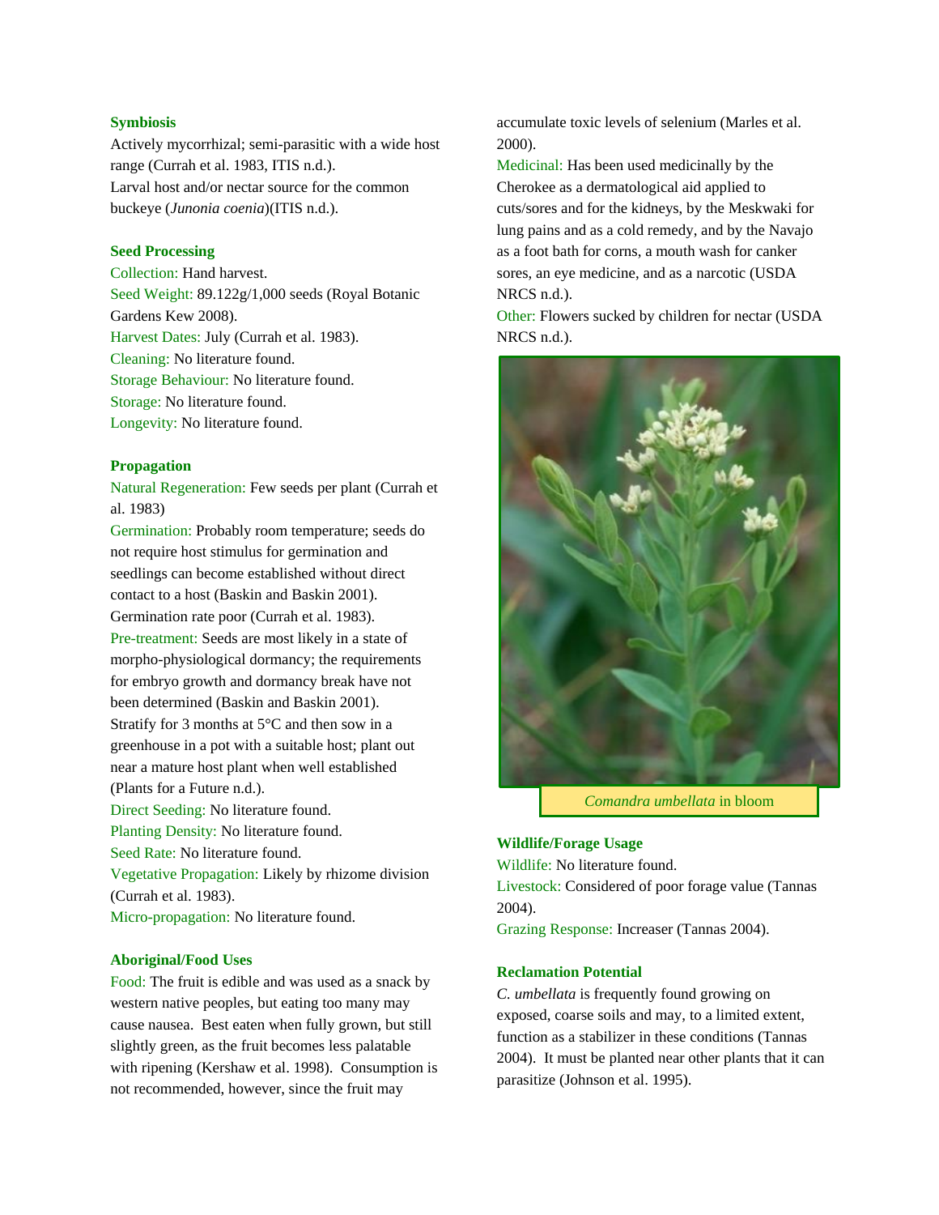### Symbiosis

Actively mycorrhizal; semi-parasitic with a wide host range (Currah et al. 1983, ITIS n.d.).
Larval host and/or nectar source for the common buckeye (*Junonia coenia*)(ITIS n.d.).

### Seed Processing

Collection: Hand harvest.
Seed Weight: 89.122g/1,000 seeds (Royal Botanic Gardens Kew 2008).
Harvest Dates: July (Currah et al. 1983).
Cleaning: No literature found.
Storage Behaviour: No literature found.
Storage: No literature found.
Longevity: No literature found.

### Propagation

Natural Regeneration: Few seeds per plant (Currah et al. 1983)
Germination: Probably room temperature; seeds do not require host stimulus for germination and seedlings can become established without direct contact to a host (Baskin and Baskin 2001). Germination rate poor (Currah et al. 1983).
Pre-treatment: Seeds are most likely in a state of morpho-physiological dormancy; the requirements for embryo growth and dormancy break have not been determined (Baskin and Baskin 2001). Stratify for 3 months at 5°C and then sow in a greenhouse in a pot with a suitable host; plant out near a mature host plant when well established (Plants for a Future n.d.).
Direct Seeding: No literature found.
Planting Density: No literature found.
Seed Rate: No literature found.
Vegetative Propagation: Likely by rhizome division (Currah et al. 1983).
Micro-propagation: No literature found.

### Aboriginal/Food Uses

Food: The fruit is edible and was used as a snack by western native peoples, but eating too many may cause nausea. Best eaten when fully grown, but still slightly green, as the fruit becomes less palatable with ripening (Kershaw et al. 1998). Consumption is not recommended, however, since the fruit may accumulate toxic levels of selenium (Marles et al. 2000).
Medicinal: Has been used medicinally by the Cherokee as a dermatological aid applied to cuts/sores and for the kidneys, by the Meskwaki for lung pains and as a cold remedy, and by the Navajo as a foot bath for corns, a mouth wash for canker sores, an eye medicine, and as a narcotic (USDA NRCS n.d.).
Other: Flowers sucked by children for nectar (USDA NRCS n.d.).

*Comandra umbellata* in bloom

### Wildlife/Forage Usage

Wildlife: No literature found.
Livestock: Considered of poor forage value (Tannas 2004).
Grazing Response: Increaser (Tannas 2004).

### Reclamation Potential

*C. umbellata* is frequently found growing on exposed, coarse soils and may, to a limited extent, function as a stabilizer in these conditions (Tannas 2004). It must be planted near other plants that it can parasitize (Johnson et al. 1995).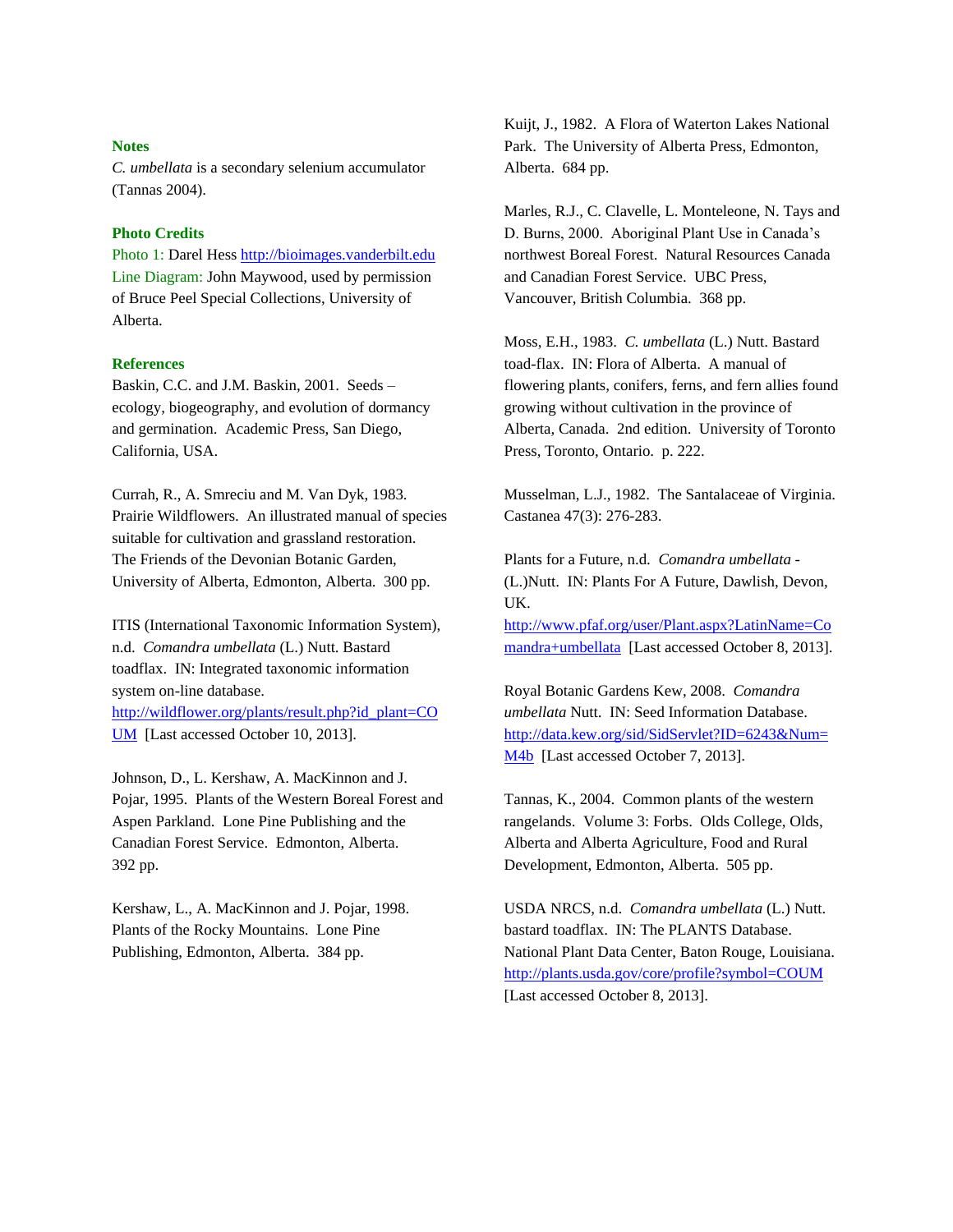### Notes

*C. umbellata* is a secondary selenium accumulator (Tannas 2004).

### Photo Credits

Photo 1: Darel Hess http://bioimages.vanderbilt.edu

Line Diagram: John Maywood, used by permission of Bruce Peel Special Collections, University of Alberta.

### References

Baskin, C.C. and J.M. Baskin, 2001. Seeds – ecology, biogeography, and evolution of dormancy and germination. Academic Press, San Diego, California, USA.

Currah, R., A. Smreciu and M. Van Dyk, 1983. Prairie Wildflowers. An illustrated manual of species suitable for cultivation and grassland restoration. The Friends of the Devonian Botanic Garden, University of Alberta, Edmonton, Alberta. 300 pp.

ITIS (International Taxonomic Information System), n.d. *Comandra umbellata* (L.) Nutt. Bastard toadflax. IN: Integrated taxonomic information system on-line database. http://wildflower.org/plants/result.php?id_plant=COUM [Last accessed October 10, 2013].

Johnson, D., L. Kershaw, A. MacKinnon and J. Pojar, 1995. Plants of the Western Boreal Forest and Aspen Parkland. Lone Pine Publishing and the Canadian Forest Service. Edmonton, Alberta. 392 pp.

Kershaw, L., A. MacKinnon and J. Pojar, 1998. Plants of the Rocky Mountains. Lone Pine Publishing, Edmonton, Alberta. 384 pp.

Kuijt, J., 1982. A Flora of Waterton Lakes National Park. The University of Alberta Press, Edmonton, Alberta. 684 pp.

Marles, R.J., C. Clavelle, L. Monteleone, N. Tays and D. Burns, 2000. Aboriginal Plant Use in Canada's northwest Boreal Forest. Natural Resources Canada and Canadian Forest Service. UBC Press, Vancouver, British Columbia. 368 pp.

Moss, E.H., 1983. *C. umbellata* (L.) Nutt. Bastard toad-flax. IN: Flora of Alberta. A manual of flowering plants, conifers, ferns, and fern allies found growing without cultivation in the province of Alberta, Canada. 2nd edition. University of Toronto Press, Toronto, Ontario. p. 222.

Musselman, L.J., 1982. The Santalaceae of Virginia. Castanea 47(3): 276-283.

Plants for a Future, n.d. *Comandra umbellata* - (L.)Nutt. IN: Plants For A Future, Dawlish, Devon, UK. http://www.pfaf.org/user/Plant.aspx?LatinName=Comandra+umbellata [Last accessed October 8, 2013].

Royal Botanic Gardens Kew, 2008. *Comandra umbellata* Nutt. IN: Seed Information Database. http://data.kew.org/sid/SidServlet?ID=6243&Num=M4b [Last accessed October 7, 2013].

Tannas, K., 2004. Common plants of the western rangelands. Volume 3: Forbs. Olds College, Olds, Alberta and Alberta Agriculture, Food and Rural Development, Edmonton, Alberta. 505 pp.

USDA NRCS, n.d. *Comandra umbellata* (L.) Nutt. bastard toadflax. IN: The PLANTS Database. National Plant Data Center, Baton Rouge, Louisiana. http://plants.usda.gov/core/profile?symbol=COUM [Last accessed October 8, 2013].